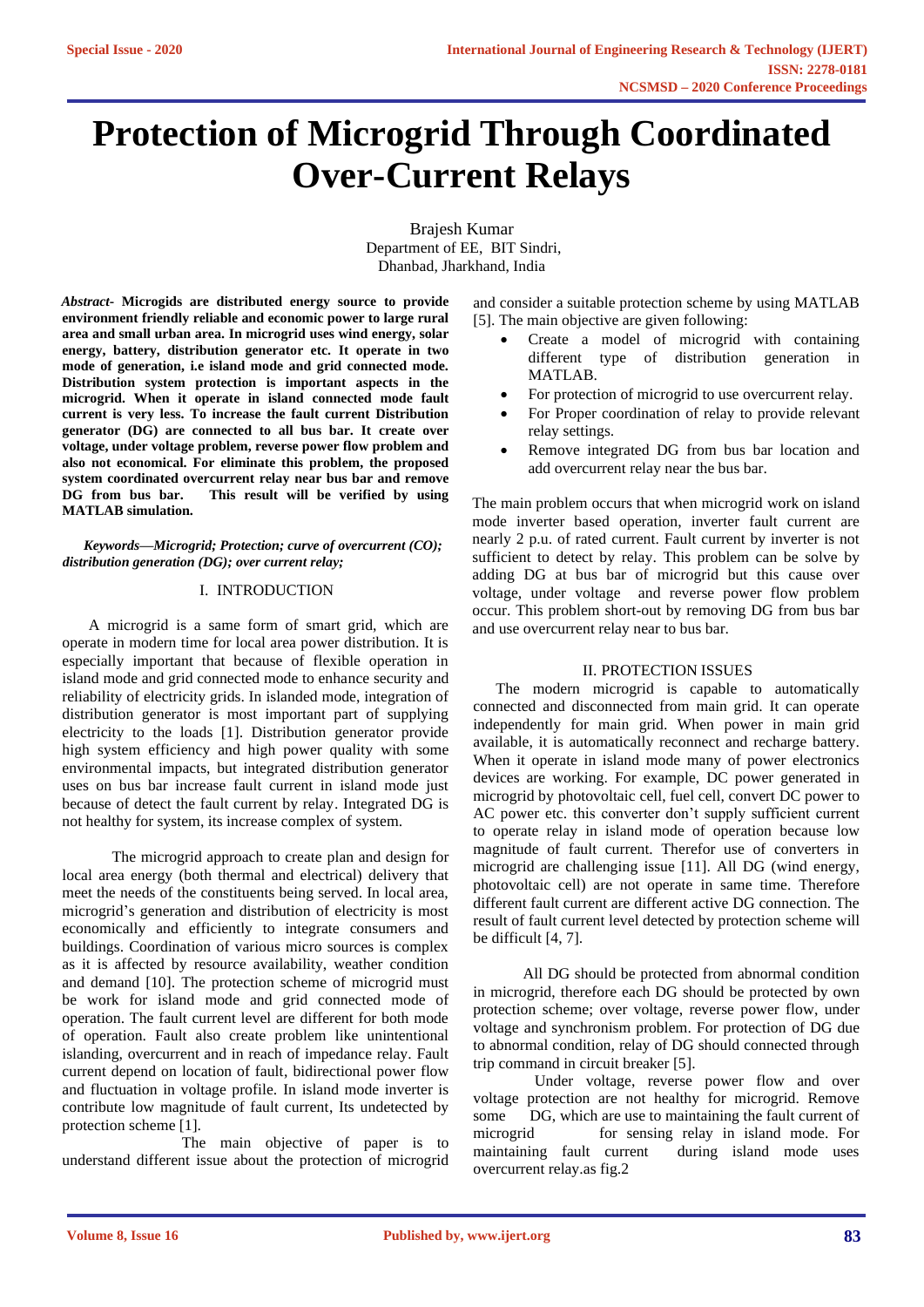# Protection of Microgrid Through Coordinated Over-Current Relays

Brajesh Kumar
Department of EE, BIT Sindri,
Dhanbad, Jharkhand, India

***Abstract*- Microgids are distributed energy source to provide environment friendly reliable and economic power to large rural area and small urban area. In microgrid uses wind energy, solar energy, battery, distribution generator etc. It operate in two mode of generation, i.e island mode and grid connected mode. Distribution system protection is important aspects in the microgrid. When it operate in island connected mode fault current is very less. To increase the fault current Distribution generator (DG) are connected to all bus bar. It create over voltage, under voltage problem, reverse power flow problem and also not economical. For eliminate this problem, the proposed system coordinated overcurrent relay near bus bar and remove DG from bus bar. This result will be verified by using MATLAB simulation.**

***Keywords—Microgrid; Protection; curve of overcurrent (CO); distribution generation (DG); over current relay;***

## I. INTRODUCTION

A microgrid is a same form of smart grid, which are operate in modern time for local area power distribution. It is especially important that because of flexible operation in island mode and grid connected mode to enhance security and reliability of electricity grids. In islanded mode, integration of distribution generator is most important part of supplying electricity to the loads [1]. Distribution generator provide high system efficiency and high power quality with some environmental impacts, but integrated distribution generator uses on bus bar increase fault current in island mode just because of detect the fault current by relay. Integrated DG is not healthy for system, its increase complex of system.

The microgrid approach to create plan and design for local area energy (both thermal and electrical) delivery that meet the needs of the constituents being served. In local area, microgrid's generation and distribution of electricity is most economically and efficiently to integrate consumers and buildings. Coordination of various micro sources is complex as it is affected by resource availability, weather condition and demand [10]. The protection scheme of microgrid must be work for island mode and grid connected mode of operation. The fault current level are different for both mode of operation. Fault also create problem like unintentional islanding, overcurrent and in reach of impedance relay. Fault current depend on location of fault, bidirectional power flow and fluctuation in voltage profile. In island mode inverter is contribute low magnitude of fault current, Its undetected by protection scheme [1].

The main objective of paper is to understand different issue about the protection of microgrid and consider a suitable protection scheme by using MATLAB [5]. The main objective are given following:

- Create a model of microgrid with containing different type of distribution generation in MATLAB.
- For protection of microgrid to use overcurrent relay.
- For Proper coordination of relay to provide relevant relay settings.
- Remove integrated DG from bus bar location and add overcurrent relay near the bus bar.

The main problem occurs that when microgrid work on island mode inverter based operation, inverter fault current are nearly 2 p.u. of rated current. Fault current by inverter is not sufficient to detect by relay. This problem can be solve by adding DG at bus bar of microgrid but this cause over voltage, under voltage and reverse power flow problem occur. This problem short-out by removing DG from bus bar and use overcurrent relay near to bus bar.

## II. PROTECTION ISSUES

The modern microgrid is capable to automatically connected and disconnected from main grid. It can operate independently for main grid. When power in main grid available, it is automatically reconnect and recharge battery. When it operate in island mode many of power electronics devices are working. For example, DC power generated in microgrid by photovoltaic cell, fuel cell, convert DC power to AC power etc. this converter don't supply sufficient current to operate relay in island mode of operation because low magnitude of fault current. Therefor use of converters in microgrid are challenging issue [11]. All DG (wind energy, photovoltaic cell) are not operate in same time. Therefore different fault current are different active DG connection. The result of fault current level detected by protection scheme will be difficult [4, 7].

All DG should be protected from abnormal condition in microgrid, therefore each DG should be protected by own protection scheme; over voltage, reverse power flow, under voltage and synchronism problem. For protection of DG due to abnormal condition, relay of DG should connected through trip command in circuit breaker [5].

Under voltage, reverse power flow and over voltage protection are not healthy for microgrid. Remove some DG, which are use to maintaining the fault current of microgrid for sensing relay in island mode. For maintaining fault current during island mode uses overcurrent relay.as fig.2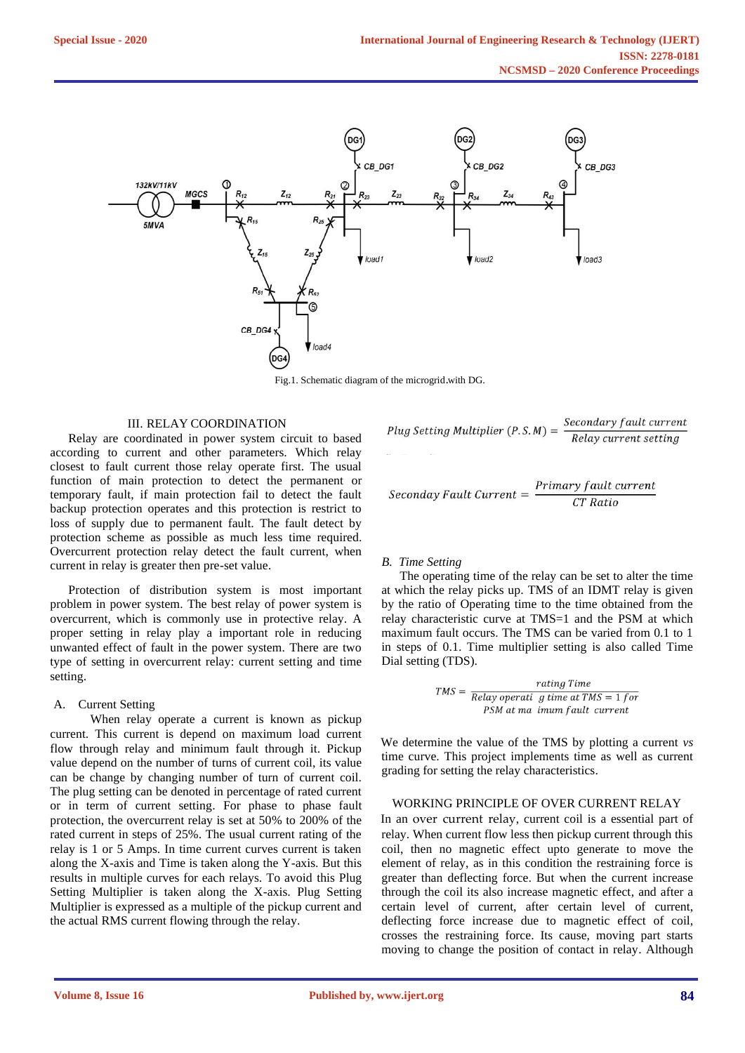Fig.1. Schematic diagram of the microgrid.with DG.

## III. RELAY COORDINATION

Relay are coordinated in power system circuit to based according to current and other parameters. Which relay closest to fault current those relay operate first. The usual function of main protection to detect the permanent or temporary fault, if main protection fail to detect the fault backup protection operates and this protection is restrict to loss of supply due to permanent fault. The fault detect by protection scheme as possible as much less time required. Overcurrent protection relay detect the fault current, when current in relay is greater then pre-set value.

Protection of distribution system is most important problem in power system. The best relay of power system is overcurrent, which is commonly use in protective relay. A proper setting in relay play a important role in reducing unwanted effect of fault in the power system. There are two type of setting in overcurrent relay: current setting and time setting.

### A. Current Setting

When relay operate a current is known as pickup current. This current is depend on maximum load current flow through relay and minimum fault through it. Pickup value depend on the number of turns of current coil, its value can be change by changing number of turn of current coil. The plug setting can be denoted in percentage of rated current or in term of current setting. For phase to phase fault protection, the overcurrent relay is set at 50% to 200% of the rated current in steps of 25%. The usual current rating of the relay is 1 or 5 Amps. In time current curves current is taken along the X-axis and Time is taken along the Y-axis. But this results in multiple curves for each relays. To avoid this Plug Setting Multiplier is taken along the X-axis. Plug Setting Multiplier is expressed as a multiple of the pickup current and the actual RMS current flowing through the relay.

$$\text{Plug Setting Multiplier } (P.S.M) = \frac{\text{Secondary fault current}}{\text{Relay current setting}}$$

$$\text{Seconday Fault Current} = \frac{\text{Primary fault current}}{\text{CT Ratio}}$$

### B. Time Setting

The operating time of the relay can be set to alter the time at which the relay picks up. TMS of an IDMT relay is given by the ratio of Operating time to the time obtained from the relay characteristic curve at TMS=1 and the PSM at which maximum fault occurs. The TMS can be varied from 0.1 to 1 in steps of 0.1. Time multiplier setting is also called Time Dial setting (TDS).

$$TMS = \frac{\text{rating Time}}{\text{Relay operati g time at } TMS = 1 \text{ for PSM at ma imum fault current}}$$

We determine the value of the TMS by plotting a current *vs* time curve. This project implements time as well as current grading for setting the relay characteristics.

## WORKING PRINCIPLE OF OVER CURRENT RELAY

In an over current relay, current coil is a essential part of relay. When current flow less then pickup current through this coil, then no magnetic effect upto generate to move the element of relay, as in this condition the restraining force is greater than deflecting force. But when the current increase through the coil its also increase magnetic effect, and after a certain level of current, after certain level of current, deflecting force increase due to magnetic effect of coil, crosses the restraining force. Its cause, moving part starts moving to change the position of contact in relay. Although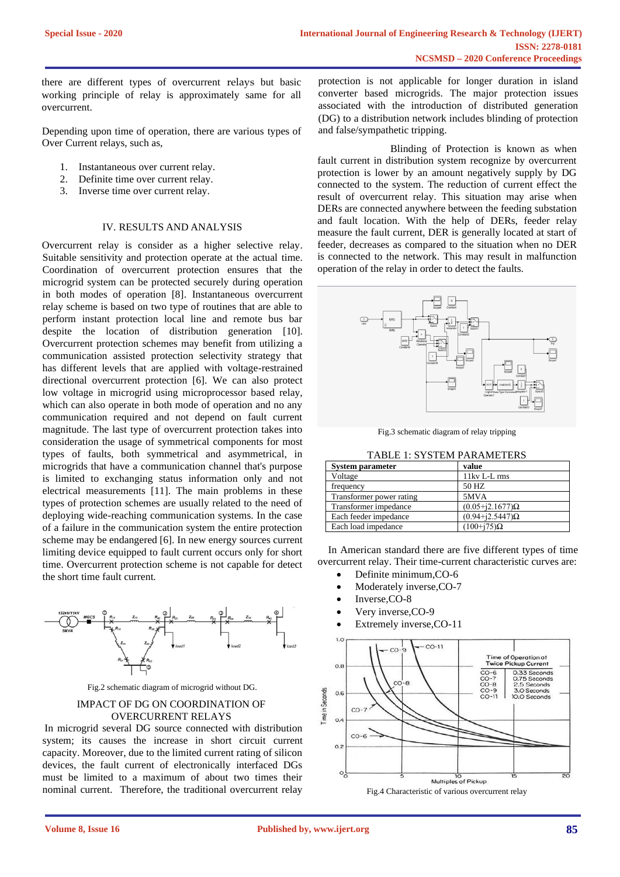there are different types of overcurrent relays but basic working principle of relay is approximately same for all overcurrent.

Depending upon time of operation, there are various types of Over Current relays, such as,

1. Instantaneous over current relay.
2. Definite time over current relay.
3. Inverse time over current relay.

## IV. RESULTS AND ANALYSIS

Overcurrent relay is consider as a higher selective relay. Suitable sensitivity and protection operate at the actual time. Coordination of overcurrent protection ensures that the microgrid system can be protected securely during operation in both modes of operation [8]. Instantaneous overcurrent relay scheme is based on two type of routines that are able to perform instant protection local line and remote bus bar despite the location of distribution generation [10]. Overcurrent protection schemes may benefit from utilizing a communication assisted protection selectivity strategy that has different levels that are applied with voltage-restrained directional overcurrent protection [6]. We can also protect low voltage in microgrid using microprocessor based relay, which can also operate in both mode of operation and no any communication required and not depend on fault current magnitude. The last type of overcurrent protection takes into consideration the usage of symmetrical components for most types of faults, both symmetrical and asymmetrical, in microgrids that have a communication channel that's purpose is limited to exchanging status information only and not electrical measurements [11]. The main problems in these types of protection schemes are usually related to the need of deploying wide-reaching communication systems. In the case of a failure in the communication system the entire protection scheme may be endangered [6]. In new energy sources current limiting device equipped to fault current occurs only for short time. Overcurrent protection scheme is not capable for detect the short time fault current.

Fig.2 schematic diagram of microgrid without DG.

### IMPACT OF DG ON COORDINATION OF OVERCURRENT RELAYS

In microgrid several DG source connected with distribution system; its causes the increase in short circuit current capacity. Moreover, due to the limited current rating of silicon devices, the fault current of electronically interfaced DGs must be limited to a maximum of about two times their nominal current. Therefore, the traditional overcurrent relay protection is not applicable for longer duration in island converter based microgrids. The major protection issues associated with the introduction of distributed generation (DG) to a distribution network includes blinding of protection and false/sympathetic tripping.

Blinding of Protection is known as when fault current in distribution system recognize by overcurrent protection is lower by an amount negatively supply by DG connected to the system. The reduction of current effect the result of overcurrent relay. This situation may arise when DERs are connected anywhere between the feeding substation and fault location. With the help of DERs, feeder relay measure the fault current, DER is generally located at start of feeder, decreases as compared to the situation when no DER is connected to the network. This may result in malfunction operation of the relay in order to detect the faults.

Fig.3 schematic diagram of relay tripping

TABLE 1: SYSTEM PARAMETERS

| System parameter | value |
|---|---|
| Voltage | 11kv L-L rms |
| frequency | 50 HZ |
| Transformer power rating | 5MVA |
| Transformer impedance | (0.05+j2.1677)Ω |
| Each feeder impedance | (0.94+j2.5447)Ω |
| Each load impedance | (100+j75)Ω |

In American standard there are five different types of time overcurrent relay. Their time-current characteristic curves are:

- Definite minimum,CO-6
- Moderately inverse,CO-7
- Inverse,CO-8
- Very inverse,CO-9
- Extremely inverse,CO-11

Fig.4 Characteristic of various overcurrent relay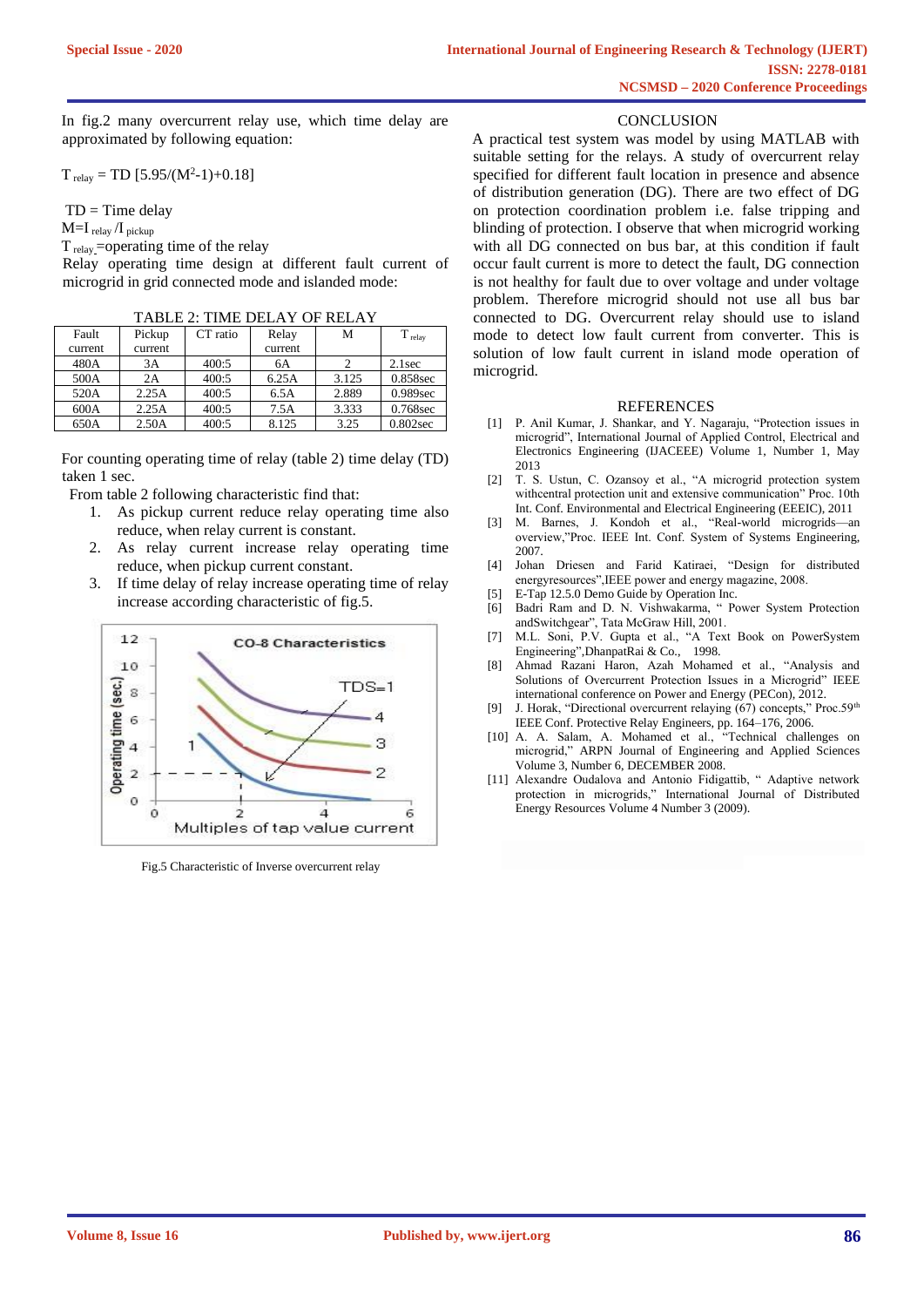In fig.2 many overcurrent relay use, which time delay are approximated by following equation:

$T_{relay} = TD\,[5.95/(M^2-1)+0.18]$

TD = Time delay

$M=I_{relay}/I_{pickup}$

$T_{relay}$ =operating time of the relay

Relay operating time design at different fault current of microgrid in grid connected mode and islanded mode:

TABLE 2: TIME DELAY OF RELAY

| Fault current | Pickup current | CT ratio | Relay current | M | $T_{relay}$ |
|---|---|---|---|---|---|
| 480A | 3A | 400:5 | 6A | 2 | 2.1sec |
| 500A | 2A | 400:5 | 6.25A | 3.125 | 0.858sec |
| 520A | 2.25A | 400:5 | 6.5A | 2.889 | 0.989sec |
| 600A | 2.25A | 400:5 | 7.5A | 3.333 | 0.768sec |
| 650A | 2.50A | 400:5 | 8.125 | 3.25 | 0.802sec |

For counting operating time of relay (table 2) time delay (TD) taken 1 sec.

From table 2 following characteristic find that:

1. As pickup current reduce relay operating time also reduce, when relay current is constant.
2. As relay current increase relay operating time reduce, when pickup current constant.
3. If time delay of relay increase operating time of relay increase according characteristic of fig.5.

CO-8 Characteristics

TDS=1

Operating time (sec.)

12
10
8
6
4
2
0

1
4
3
2

0
2
4
6

Multiples of tap value current

Fig.5 Characteristic of Inverse overcurrent relay

## CONCLUSION

A practical test system was model by using MATLAB with suitable setting for the relays. A study of overcurrent relay specified for different fault location in presence and absence of distribution generation (DG). There are two effect of DG on protection coordination problem i.e. false tripping and blinding of protection. I observe that when microgrid working with all DG connected on bus bar, at this condition if fault occur fault current is more to detect the fault, DG connection is not healthy for fault due to over voltage and under voltage problem. Therefore microgrid should not use all bus bar connected to DG. Overcurrent relay should use to island mode to detect low fault current from converter. This is solution of low fault current in island mode operation of microgrid.

## REFERENCES

[1] P. Anil Kumar, J. Shankar, and Y. Nagaraju, "Protection issues in microgrid", International Journal of Applied Control, Electrical and Electronics Engineering (IJACEEE) Volume 1, Number 1, May 2013

[2] T. S. Ustun, C. Ozansoy et al., "A microgrid protection system withcentral protection unit and extensive communication" Proc. 10th Int. Conf. Environmental and Electrical Engineering (EEEIC), 2011

[3] M. Barnes, J. Kondoh et al., "Real-world microgrids—an overview,"Proc. IEEE Int. Conf. System of Systems Engineering, 2007.

[4] Johan Driesen and Farid Katiraei, "Design for distributed energyresources",IEEE power and energy magazine, 2008.

[5] E-Tap 12.5.0 Demo Guide by Operation Inc.

[6] Badri Ram and D. N. Vishwakarma, " Power System Protection andSwitchgear", Tata McGraw Hill, 2001.

[7] M.L. Soni, P.V. Gupta et al., "A Text Book on PowerSystem Engineering",DhanpatRai & Co., 1998.

[8] Ahmad Razani Haron, Azah Mohamed et al., "Analysis and Solutions of Overcurrent Protection Issues in a Microgrid" IEEE international conference on Power and Energy (PECon), 2012.

[9] J. Horak, "Directional overcurrent relaying (67) concepts," Proc.59th IEEE Conf. Protective Relay Engineers, pp. 164–176, 2006.

[10] A. A. Salam, A. Mohamed et al., "Technical challenges on microgrid," ARPN Journal of Engineering and Applied Sciences Volume 3, Number 6, DECEMBER 2008.

[11] Alexandre Oudalova and Antonio Fidigattib, " Adaptive network protection in microgrids," International Journal of Distributed Energy Resources Volume 4 Number 3 (2009).